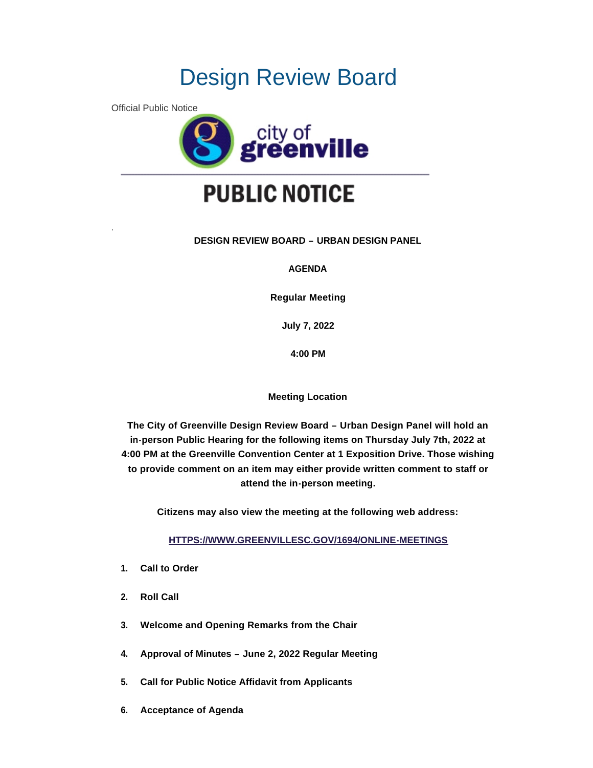# Design Review Board

Official Public Notice

city of greenville

## PUBLIC NOTICE

**DESIGN REVIEW BOARD – URBAN DESIGN PANEL**

**AGENDA**

**Regular Meeting**

**July 7, 2022**

**4:00 PM**

**Meeting Location**

**The City of Greenville Design Review Board – Urban Design Panel will hold an in-person Public Hearing for the following items on Thursday July 7th, 2022 at 4:00 PM at the Greenville Convention Center at 1 Exposition Drive. Those wishing to provide comment on an item may either provide written comment to staff or attend the in-person meeting.**

**Citizens may also view the meeting at the following web address:**

**HTTPS://WWW.GREENVILLESC.GOV/1694/ONLINE-MEETINGS**

1. **Call to Order**
2. **Roll Call**
3. **Welcome and Opening Remarks from the Chair**
4. **Approval of Minutes – June 2, 2022 Regular Meeting**
5. **Call for Public Notice Affidavit from Applicants**
6. **Acceptance of Agenda**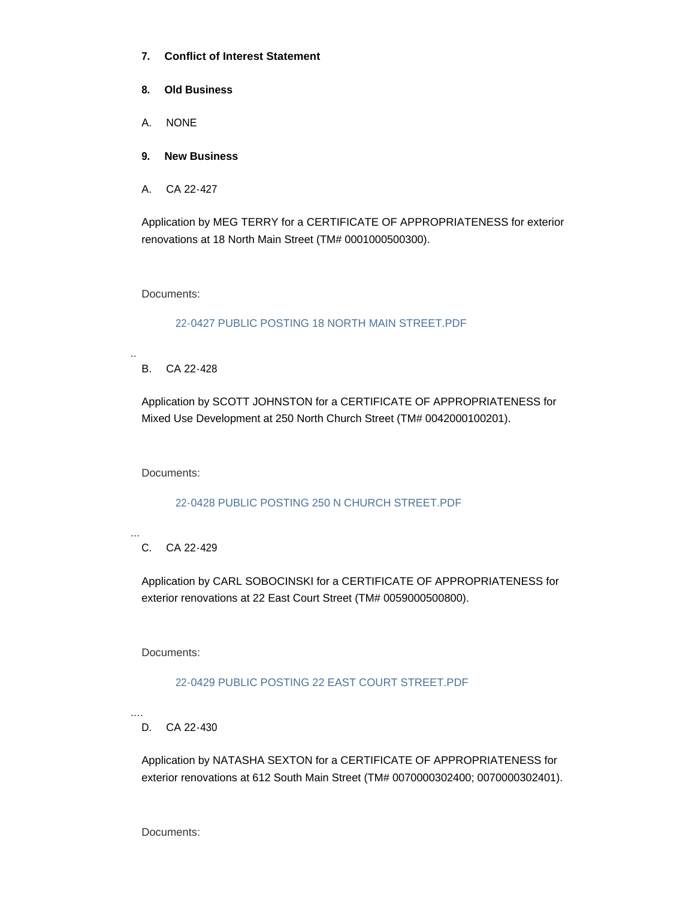**7. Conflict of Interest Statement**

**8. Old Business**

A. NONE

**9. New Business**

A. CA 22-427

Application by MEG TERRY for a CERTIFICATE OF APPROPRIATENESS for exterior renovations at 18 North Main Street (TM# 0001000500300).

Documents:

22-0427 PUBLIC POSTING 18 NORTH MAIN STREET.PDF

..

B. CA 22-428

Application by SCOTT JOHNSTON for a CERTIFICATE OF APPROPRIATENESS for Mixed Use Development at 250 North Church Street (TM# 0042000100201).

Documents:

22-0428 PUBLIC POSTING 250 N CHURCH STREET.PDF

...

C. CA 22-429

Application by CARL SOBOCINSKI for a CERTIFICATE OF APPROPRIATENESS for exterior renovations at 22 East Court Street (TM# 0059000500800).

Documents:

22-0429 PUBLIC POSTING 22 EAST COURT STREET.PDF

....

D. CA 22-430

Application by NATASHA SEXTON for a CERTIFICATE OF APPROPRIATENESS for exterior renovations at 612 South Main Street (TM# 0070000302400; 0070000302401).

Documents: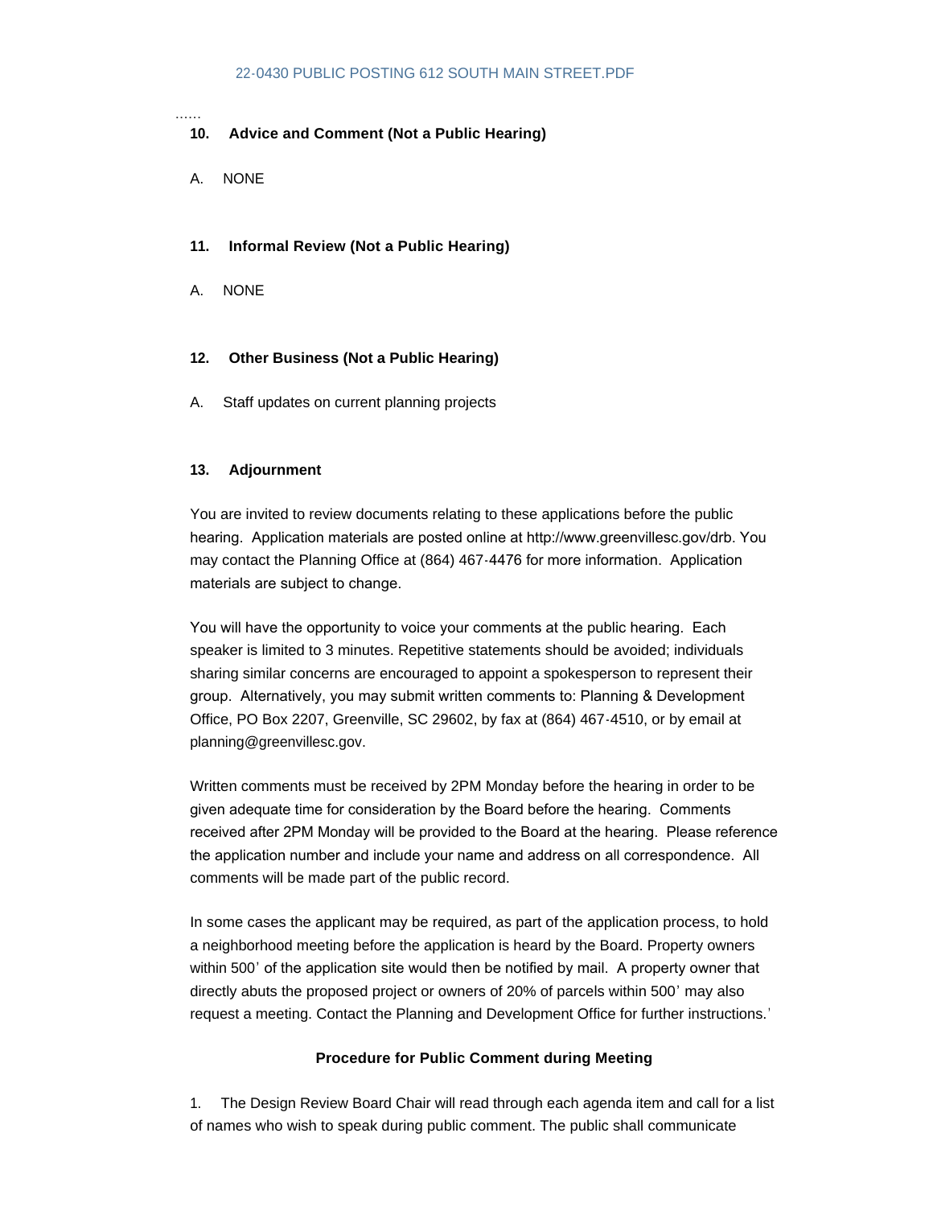……

**10. Advice and Comment (Not a Public Hearing)**

A. NONE

**11. Informal Review (Not a Public Hearing)**

A. NONE

**12. Other Business (Not a Public Hearing)**

A. Staff updates on current planning projects

**13. Adjournment**

You are invited to review documents relating to these applications before the public hearing. Application materials are posted online at http://www.greenvillesc.gov/drb. You may contact the Planning Office at (864) 467-4476 for more information. Application materials are subject to change.

You will have the opportunity to voice your comments at the public hearing. Each speaker is limited to 3 minutes. Repetitive statements should be avoided; individuals sharing similar concerns are encouraged to appoint a spokesperson to represent their group. Alternatively, you may submit written comments to: Planning & Development Office, PO Box 2207, Greenville, SC 29602, by fax at (864) 467-4510, or by email at planning@greenvillesc.gov.

Written comments must be received by 2PM Monday before the hearing in order to be given adequate time for consideration by the Board before the hearing. Comments received after 2PM Monday will be provided to the Board at the hearing. Please reference the application number and include your name and address on all correspondence. All comments will be made part of the public record.

In some cases the applicant may be required, as part of the application process, to hold a neighborhood meeting before the application is heard by the Board. Property owners within 500' of the application site would then be notified by mail. A property owner that directly abuts the proposed project or owners of 20% of parcels within 500' may also request a meeting. Contact the Planning and Development Office for further instructions.'

**Procedure for Public Comment during Meeting**

1. The Design Review Board Chair will read through each agenda item and call for a list of names who wish to speak during public comment. The public shall communicate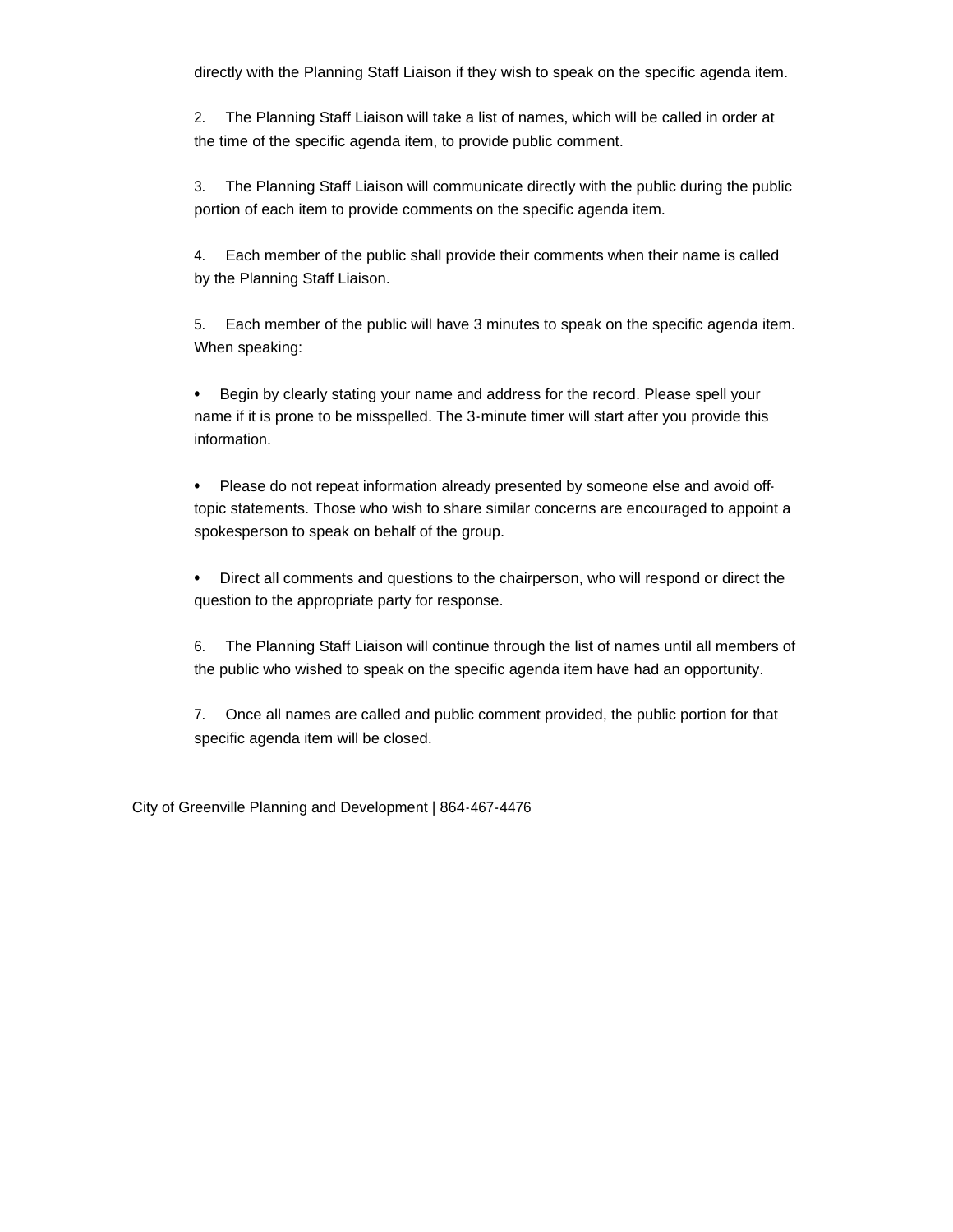directly with the Planning Staff Liaison if they wish to speak on the specific agenda item.

2. The Planning Staff Liaison will take a list of names, which will be called in order at the time of the specific agenda item, to provide public comment.

3. The Planning Staff Liaison will communicate directly with the public during the public portion of each item to provide comments on the specific agenda item.

4. Each member of the public shall provide their comments when their name is called by the Planning Staff Liaison.

5. Each member of the public will have 3 minutes to speak on the specific agenda item. When speaking:

- Begin by clearly stating your name and address for the record. Please spell your name if it is prone to be misspelled. The 3-minute timer will start after you provide this information.

- Please do not repeat information already presented by someone else and avoid off-topic statements. Those who wish to share similar concerns are encouraged to appoint a spokesperson to speak on behalf of the group.

- Direct all comments and questions to the chairperson, who will respond or direct the question to the appropriate party for response.

6. The Planning Staff Liaison will continue through the list of names until all members of the public who wished to speak on the specific agenda item have had an opportunity.

7. Once all names are called and public comment provided, the public portion for that specific agenda item will be closed.

City of Greenville Planning and Development | 864-467-4476